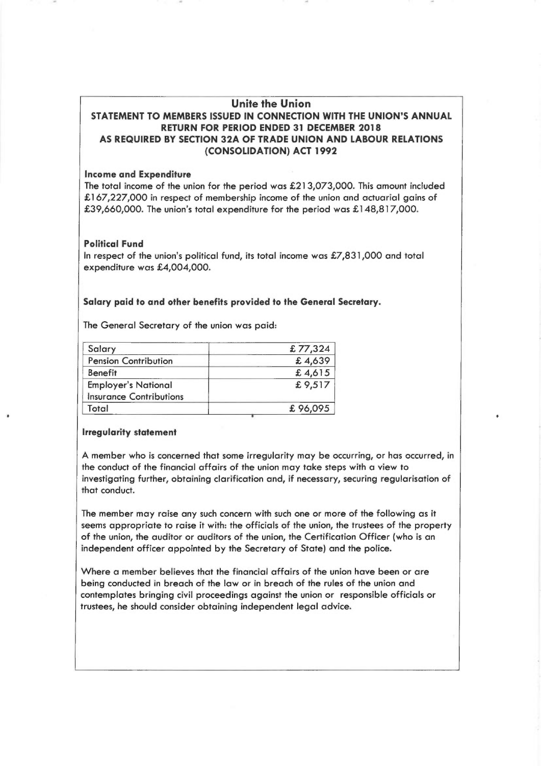# Unite the Union

## STATEMENT TO MEMBERS ISSUED IN CONNECTION WITH THE UNION'S ANNUAL RETURN FOR PERIOD ENDED 31 DECEMBER 2018 AS REQUIRED BY SECTION 32A OF TRADE UNION AND LABOUR RELATIONS (CONSOLIDATION) ACT 1992

**Income and Expenditure**

The total income of the union for the period was £213,073,000. This amount included £167,227,000 in respect of membership income of the union and actuarial gains of £39,660,000. The union's total expenditure for the period was £148,817,000.

**Political Fund**

In respect of the union's political fund, its total income was £7,831,000 and total expenditure was £4,004,000.

**Salary paid to and other benefits provided to the General Secretary.**

The General Secretary of the union was paid:

| | |
|---|---|
| Salary | £ 77,324 |
| Pension Contribution | £ 4,639 |
| Benefit | £ 4,615 |
| Employer's National Insurance Contributions | £ 9,517 |
| Total | £ 96,095 |

**Irregularity statement**

A member who is concerned that some irregularity may be occurring, or has occurred, in the conduct of the financial affairs of the union may take steps with a view to investigating further, obtaining clarification and, if necessary, securing regularisation of that conduct.

The member may raise any such concern with such one or more of the following as it seems appropriate to raise it with: the officials of the union, the trustees of the property of the union, the auditor or auditors of the union, the Certification Officer (who is an independent officer appointed by the Secretary of State) and the police.

Where a member believes that the financial affairs of the union have been or are being conducted in breach of the law or in breach of the rules of the union and contemplates bringing civil proceedings against the union or responsible officials or trustees, he should consider obtaining independent legal advice.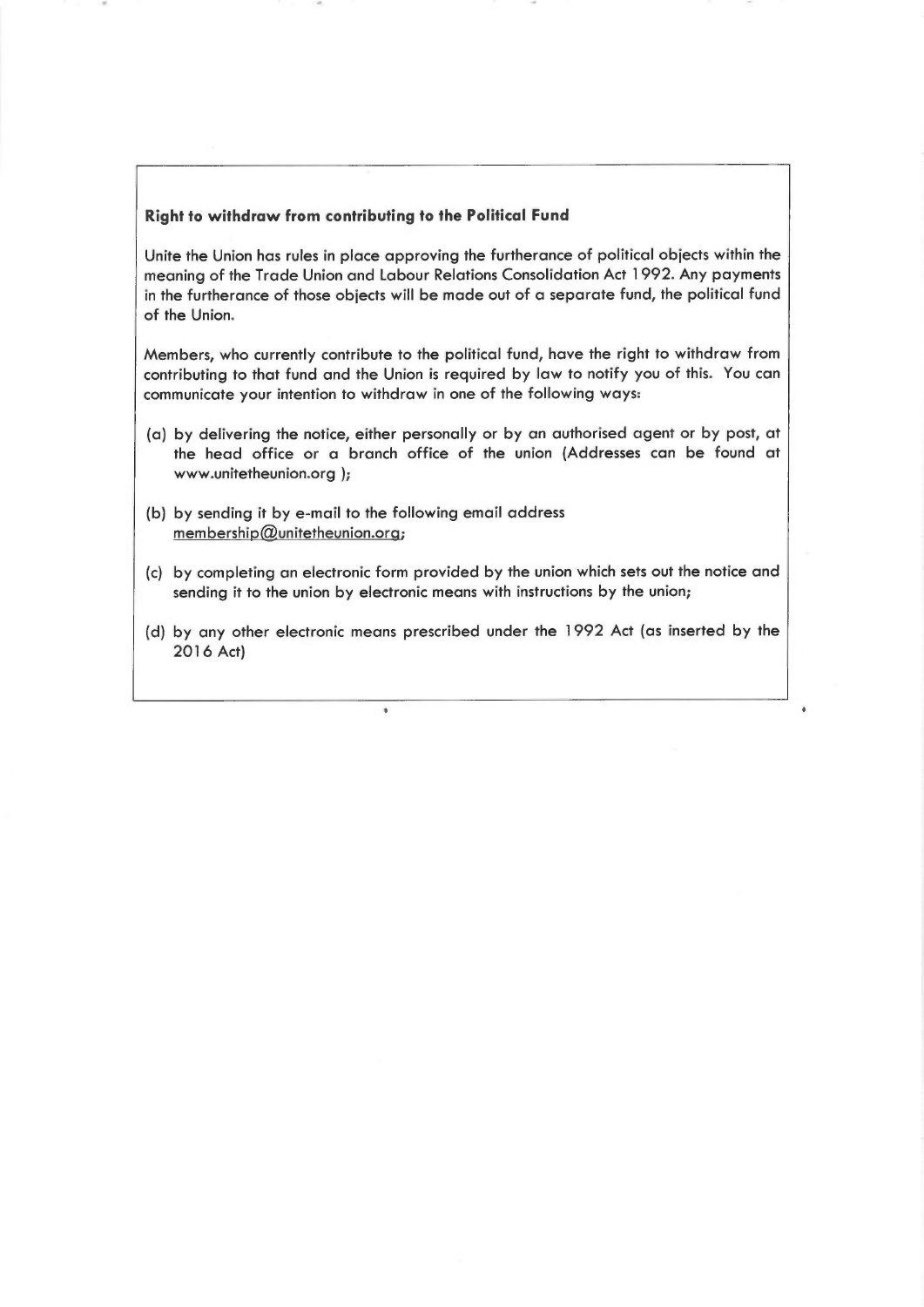**Right to withdraw from contributing to the Political Fund**

Unite the Union has rules in place approving the furtherance of political objects within the meaning of the Trade Union and Labour Relations Consolidation Act 1992. Any payments in the furtherance of those objects will be made out of a separate fund, the political fund of the Union.

Members, who currently contribute to the political fund, have the right to withdraw from contributing to that fund and the Union is required by law to notify you of this. You can communicate your intention to withdraw in one of the following ways:

(a) by delivering the notice, either personally or by an authorised agent or by post, at the head office or a branch office of the union (Addresses can be found at www.unitetheunion.org );

(b) by sending it by e-mail to the following email address membership@unitetheunion.org;

(c) by completing an electronic form provided by the union which sets out the notice and sending it to the union by electronic means with instructions by the union;

(d) by any other electronic means prescribed under the 1992 Act (as inserted by the 2016 Act)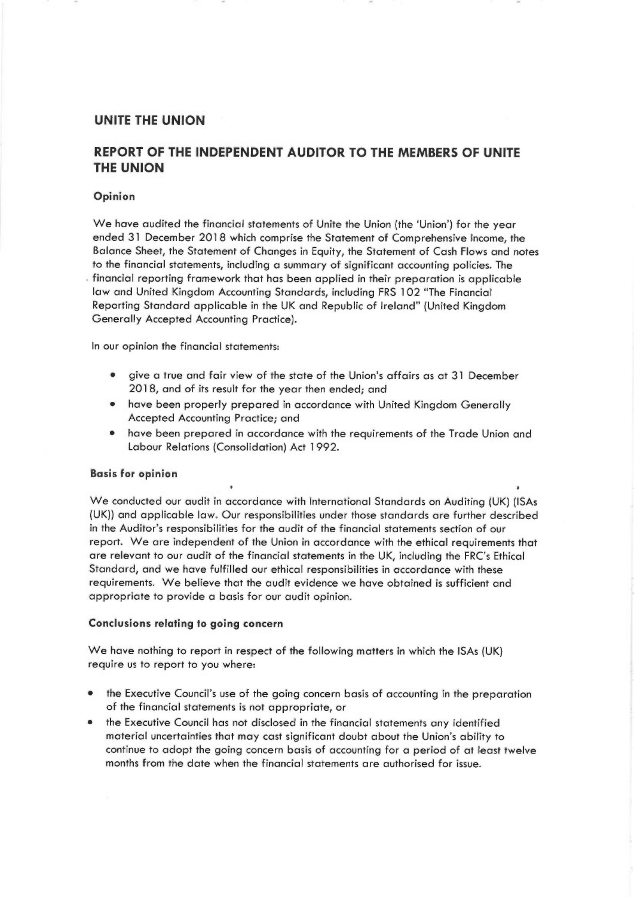## UNITE THE UNION

## REPORT OF THE INDEPENDENT AUDITOR TO THE MEMBERS OF UNITE THE UNION

### Opinion

We have audited the financial statements of Unite the Union (the 'Union') for the year ended 31 December 2018 which comprise the Statement of Comprehensive Income, the Balance Sheet, the Statement of Changes in Equity, the Statement of Cash Flows and notes to the financial statements, including a summary of significant accounting policies. The financial reporting framework that has been applied in their preparation is applicable law and United Kingdom Accounting Standards, including FRS 102 "The Financial Reporting Standard applicable in the UK and Republic of Ireland" (United Kingdom Generally Accepted Accounting Practice).

In our opinion the financial statements:

- give a true and fair view of the state of the Union's affairs as at 31 December 2018, and of its result for the year then ended; and
- have been properly prepared in accordance with United Kingdom Generally Accepted Accounting Practice; and
- have been prepared in accordance with the requirements of the Trade Union and Labour Relations (Consolidation) Act 1992.

### Basis for opinion

We conducted our audit in accordance with International Standards on Auditing (UK) (ISAs (UK)) and applicable law. Our responsibilities under those standards are further described in the Auditor's responsibilities for the audit of the financial statements section of our report. We are independent of the Union in accordance with the ethical requirements that are relevant to our audit of the financial statements in the UK, including the FRC's Ethical Standard, and we have fulfilled our ethical responsibilities in accordance with these requirements. We believe that the audit evidence we have obtained is sufficient and appropriate to provide a basis for our audit opinion.

### Conclusions relating to going concern

We have nothing to report in respect of the following matters in which the ISAs (UK) require us to report to you where:

- the Executive Council's use of the going concern basis of accounting in the preparation of the financial statements is not appropriate, or
- the Executive Council has not disclosed in the financial statements any identified material uncertainties that may cast significant doubt about the Union's ability to continue to adopt the going concern basis of accounting for a period of at least twelve months from the date when the financial statements are authorised for issue.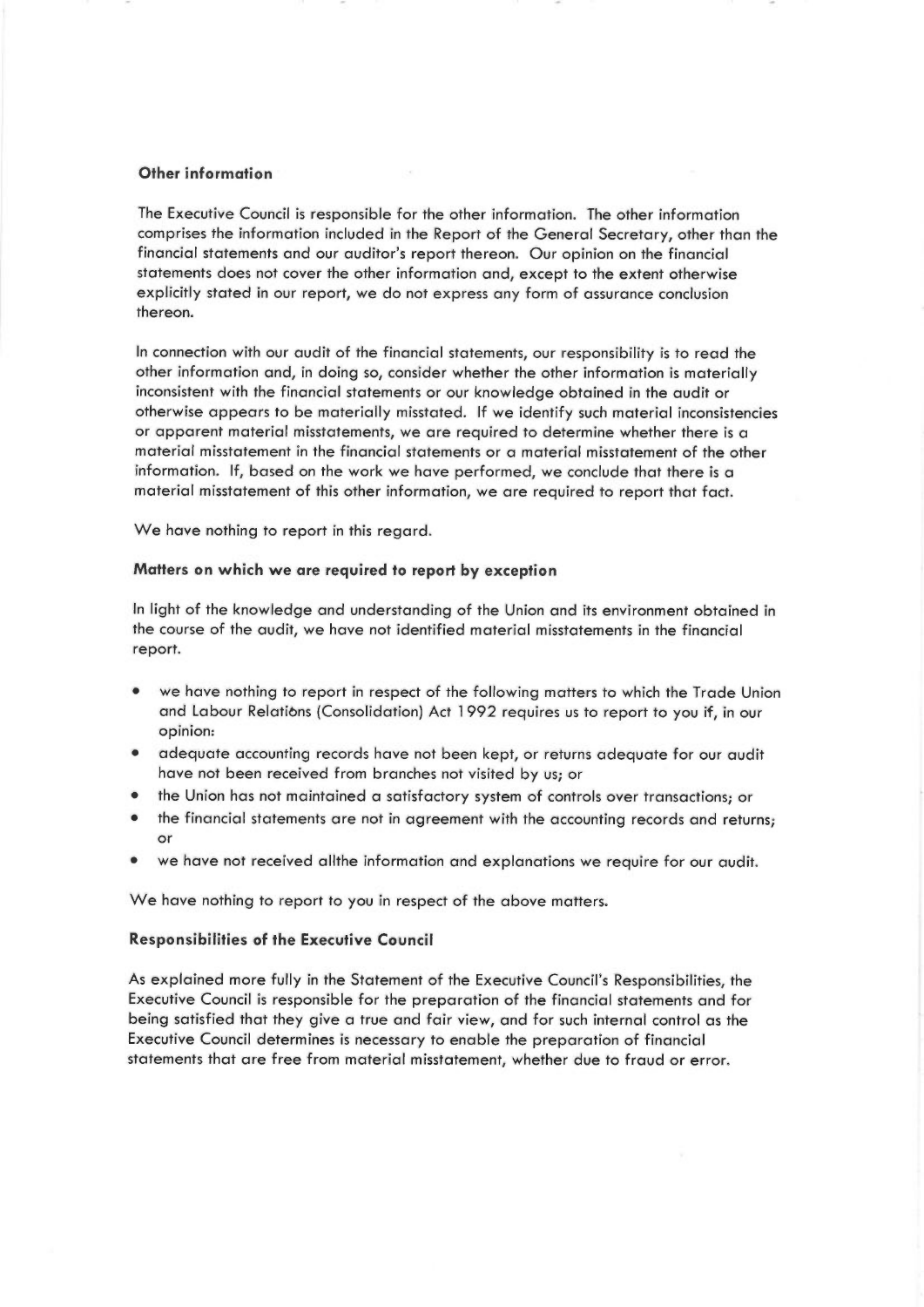### Other information

The Executive Council is responsible for the other information. The other information comprises the information included in the Report of the General Secretary, other than the financial statements and our auditor's report thereon. Our opinion on the financial statements does not cover the other information and, except to the extent otherwise explicitly stated in our report, we do not express any form of assurance conclusion thereon.

In connection with our audit of the financial statements, our responsibility is to read the other information and, in doing so, consider whether the other information is materially inconsistent with the financial statements or our knowledge obtained in the audit or otherwise appears to be materially misstated. If we identify such material inconsistencies or apparent material misstatements, we are required to determine whether there is a material misstatement in the financial statements or a material misstatement of the other information. If, based on the work we have performed, we conclude that there is a material misstatement of this other information, we are required to report that fact.

We have nothing to report in this regard.

### Matters on which we are required to report by exception

In light of the knowledge and understanding of the Union and its environment obtained in the course of the audit, we have not identified material misstatements in the financial report.

- we have nothing to report in respect of the following matters to which the Trade Union and Labour Relations (Consolidation) Act 1992 requires us to report to you if, in our opinion:
- adequate accounting records have not been kept, or returns adequate for our audit have not been received from branches not visited by us; or
- the Union has not maintained a satisfactory system of controls over transactions; or
- the financial statements are not in agreement with the accounting records and returns; or
- we have not received allthe information and explanations we require for our audit.

We have nothing to report to you in respect of the above matters.

### Responsibilities of the Executive Council

As explained more fully in the Statement of the Executive Council's Responsibilities, the Executive Council is responsible for the preparation of the financial statements and for being satisfied that they give a true and fair view, and for such internal control as the Executive Council determines is necessary to enable the preparation of financial statements that are free from material misstatement, whether due to fraud or error.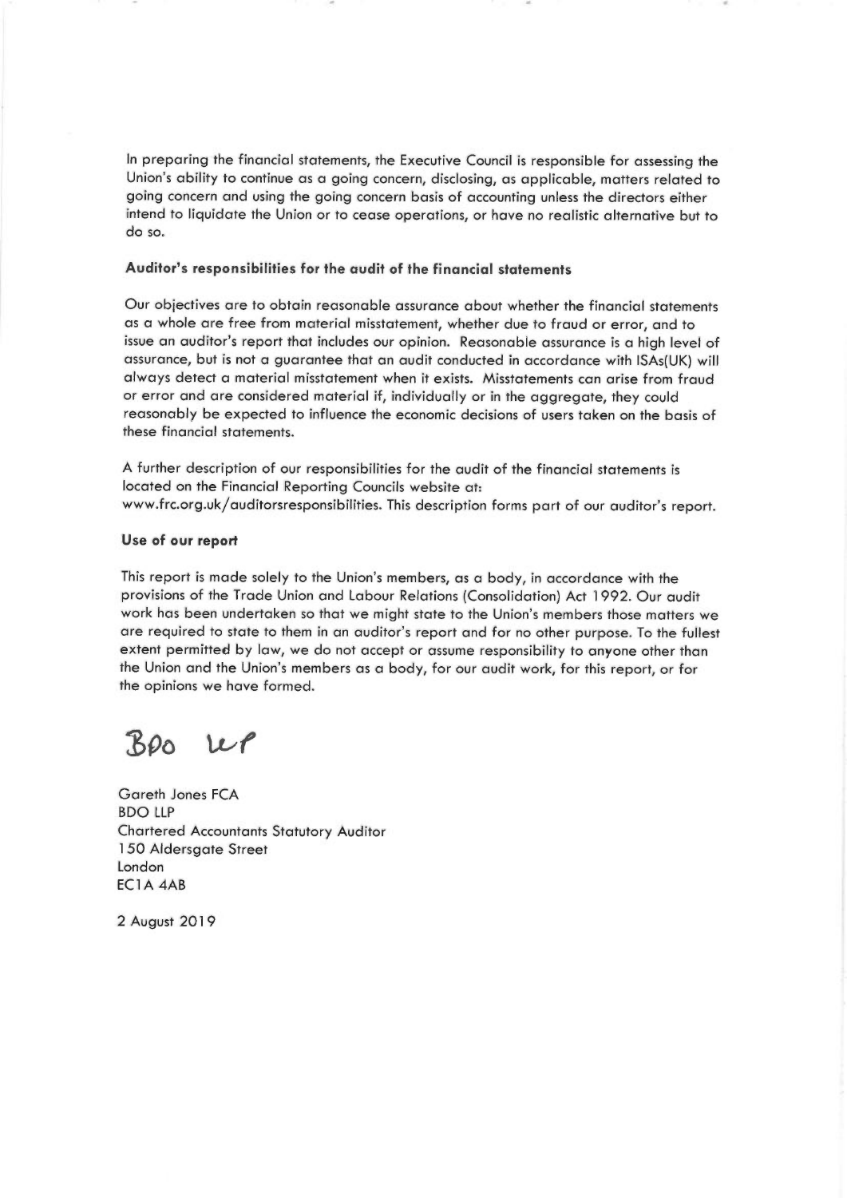In preparing the financial statements, the Executive Council is responsible for assessing the Union's ability to continue as a going concern, disclosing, as applicable, matters related to going concern and using the going concern basis of accounting unless the directors either intend to liquidate the Union or to cease operations, or have no realistic alternative but to do so.

**Auditor's responsibilities for the audit of the financial statements**

Our objectives are to obtain reasonable assurance about whether the financial statements as a whole are free from material misstatement, whether due to fraud or error, and to issue an auditor's report that includes our opinion. Reasonable assurance is a high level of assurance, but is not a guarantee that an audit conducted in accordance with ISAs(UK) will always detect a material misstatement when it exists. Misstatements can arise from fraud or error and are considered material if, individually or in the aggregate, they could reasonably be expected to influence the economic decisions of users taken on the basis of these financial statements.

A further description of our responsibilities for the audit of the financial statements is located on the Financial Reporting Councils website at: www.frc.org.uk/auditorsresponsibilities. This description forms part of our auditor's report.

**Use of our report**

This report is made solely to the Union's members, as a body, in accordance with the provisions of the Trade Union and Labour Relations (Consolidation) Act 1992. Our audit work has been undertaken so that we might state to the Union's members those matters we are required to state to them in an auditor's report and for no other purpose. To the fullest extent permitted by law, we do not accept or assume responsibility to anyone other than the Union and the Union's members as a body, for our audit work, for this report, or for the opinions we have formed.

BDO LLP

Gareth Jones FCA
BDO LLP
Chartered Accountants Statutory Auditor
150 Aldersgate Street
London
EC1A 4AB

2 August 2019